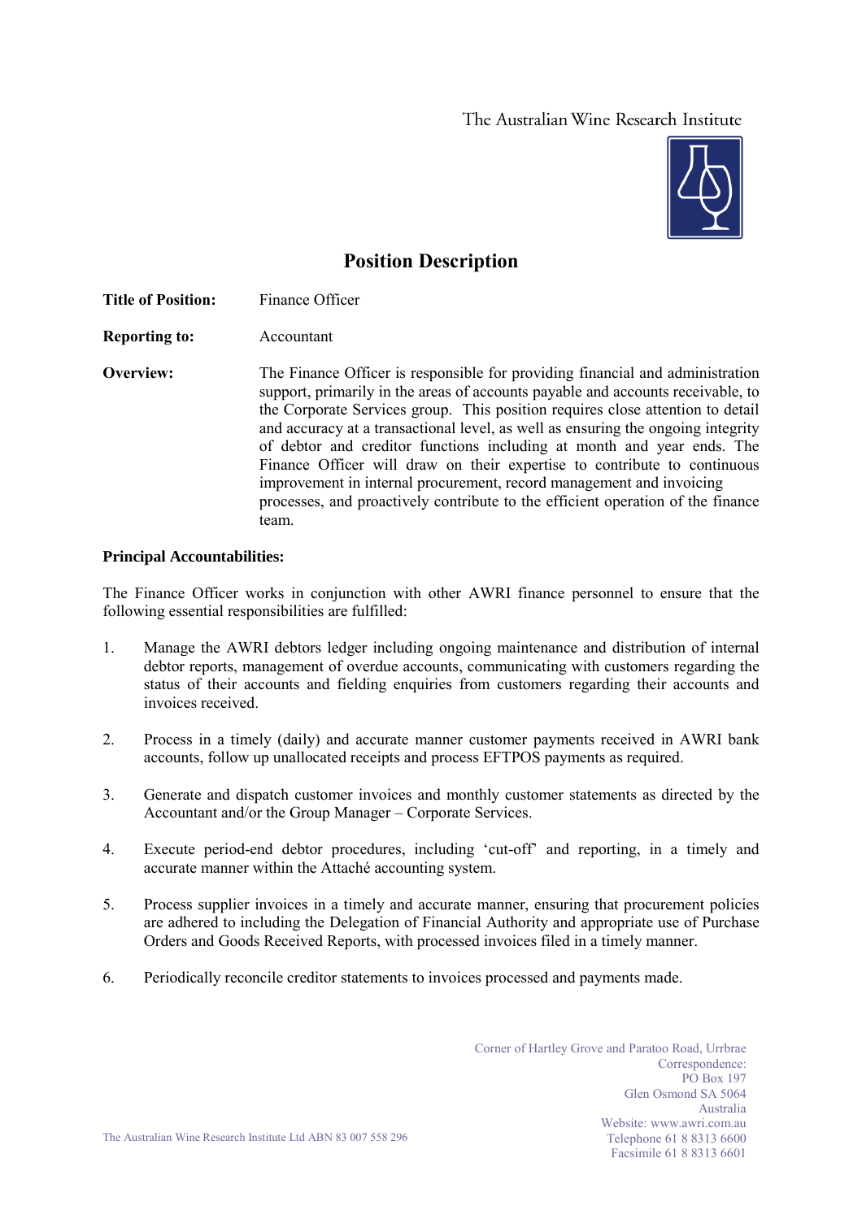The Australian Wine Research Institute

# Position Description

**Title of Position:** Finance Officer

**Reporting to:** Accountant

**Overview:** The Finance Officer is responsible for providing financial and administration support, primarily in the areas of accounts payable and accounts receivable, to the Corporate Services group. This position requires close attention to detail and accuracy at a transactional level, as well as ensuring the ongoing integrity of debtor and creditor functions including at month and year ends. The Finance Officer will draw on their expertise to contribute to continuous improvement in internal procurement, record management and invoicing processes, and proactively contribute to the efficient operation of the finance team.

**Principal Accountabilities:**

The Finance Officer works in conjunction with other AWRI finance personnel to ensure that the following essential responsibilities are fulfilled:

1. Manage the AWRI debtors ledger including ongoing maintenance and distribution of internal debtor reports, management of overdue accounts, communicating with customers regarding the status of their accounts and fielding enquiries from customers regarding their accounts and invoices received.

2. Process in a timely (daily) and accurate manner customer payments received in AWRI bank accounts, follow up unallocated receipts and process EFTPOS payments as required.

3. Generate and dispatch customer invoices and monthly customer statements as directed by the Accountant and/or the Group Manager – Corporate Services.

4. Execute period-end debtor procedures, including 'cut-off' and reporting, in a timely and accurate manner within the Attaché accounting system.

5. Process supplier invoices in a timely and accurate manner, ensuring that procurement policies are adhered to including the Delegation of Financial Authority and appropriate use of Purchase Orders and Goods Received Reports, with processed invoices filed in a timely manner.

6. Periodically reconcile creditor statements to invoices processed and payments made.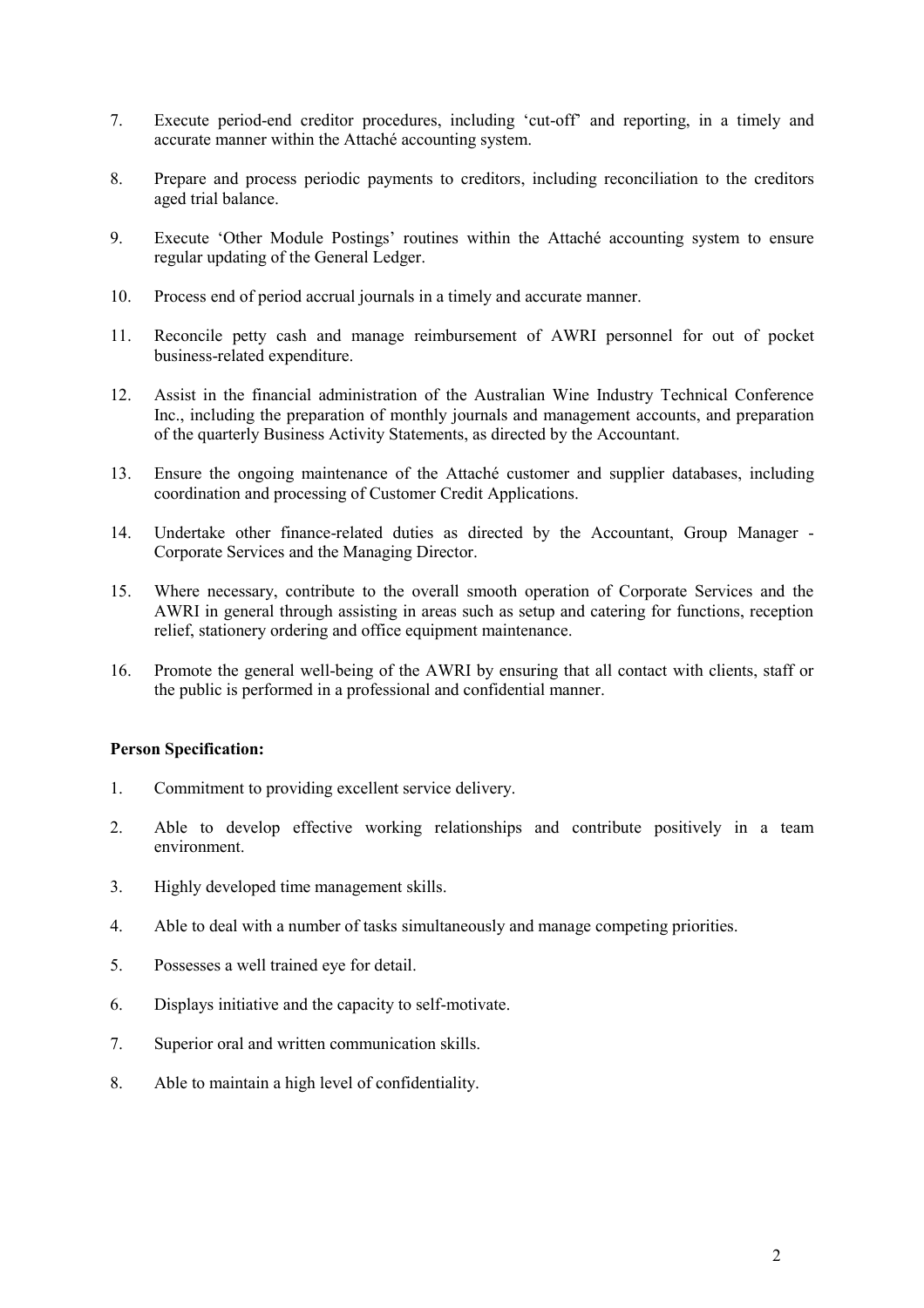7. Execute period-end creditor procedures, including 'cut-off' and reporting, in a timely and accurate manner within the Attaché accounting system.

8. Prepare and process periodic payments to creditors, including reconciliation to the creditors aged trial balance.

9. Execute 'Other Module Postings' routines within the Attaché accounting system to ensure regular updating of the General Ledger.

10. Process end of period accrual journals in a timely and accurate manner.

11. Reconcile petty cash and manage reimbursement of AWRI personnel for out of pocket business-related expenditure.

12. Assist in the financial administration of the Australian Wine Industry Technical Conference Inc., including the preparation of monthly journals and management accounts, and preparation of the quarterly Business Activity Statements, as directed by the Accountant.

13. Ensure the ongoing maintenance of the Attaché customer and supplier databases, including coordination and processing of Customer Credit Applications.

14. Undertake other finance-related duties as directed by the Accountant, Group Manager - Corporate Services and the Managing Director.

15. Where necessary, contribute to the overall smooth operation of Corporate Services and the AWRI in general through assisting in areas such as setup and catering for functions, reception relief, stationery ordering and office equipment maintenance.

16. Promote the general well-being of the AWRI by ensuring that all contact with clients, staff or the public is performed in a professional and confidential manner.

**Person Specification:**

1. Commitment to providing excellent service delivery.

2. Able to develop effective working relationships and contribute positively in a team environment.

3. Highly developed time management skills.

4. Able to deal with a number of tasks simultaneously and manage competing priorities.

5. Possesses a well trained eye for detail.

6. Displays initiative and the capacity to self-motivate.

7. Superior oral and written communication skills.

8. Able to maintain a high level of confidentiality.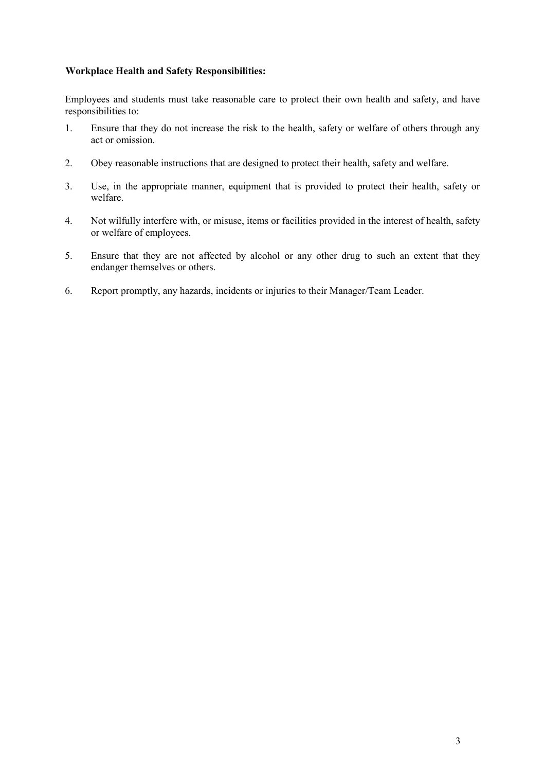**Workplace Health and Safety Responsibilities:**

Employees and students must take reasonable care to protect their own health and safety, and have responsibilities to:

1. Ensure that they do not increase the risk to the health, safety or welfare of others through any act or omission.

2. Obey reasonable instructions that are designed to protect their health, safety and welfare.

3. Use, in the appropriate manner, equipment that is provided to protect their health, safety or welfare.

4. Not wilfully interfere with, or misuse, items or facilities provided in the interest of health, safety or welfare of employees.

5. Ensure that they are not affected by alcohol or any other drug to such an extent that they endanger themselves or others.

6. Report promptly, any hazards, incidents or injuries to their Manager/Team Leader.